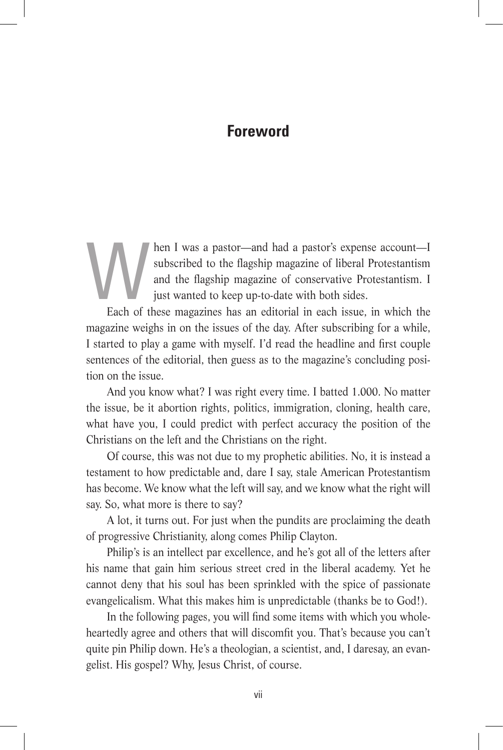# Foreword

When I was a pastor—and had a pastor's expense account—I subscribed to the flagship magazine of liberal Protestantism and the flagship magazine of conservative Protestantism. I just wanted to keep up-to-date with both sides.

Each of these magazines has an editorial in each issue, in which the magazine weighs in on the issues of the day. After subscribing for a while, I started to play a game with myself. I'd read the headline and first couple sentences of the editorial, then guess as to the magazine's concluding position on the issue.

And you know what? I was right every time. I batted 1.000. No matter the issue, be it abortion rights, politics, immigration, cloning, health care, what have you, I could predict with perfect accuracy the position of the Christians on the left and the Christians on the right.

Of course, this was not due to my prophetic abilities. No, it is instead a testament to how predictable and, dare I say, stale American Protestantism has become. We know what the left will say, and we know what the right will say. So, what more is there to say?

A lot, it turns out. For just when the pundits are proclaiming the death of progressive Christianity, along comes Philip Clayton.

Philip's is an intellect par excellence, and he's got all of the letters after his name that gain him serious street cred in the liberal academy. Yet he cannot deny that his soul has been sprinkled with the spice of passionate evangelicalism. What this makes him is unpredictable (thanks be to God!).

In the following pages, you will find some items with which you wholeheartedly agree and others that will discomfit you. That's because you can't quite pin Philip down. He's a theologian, a scientist, and, I daresay, an evangelist. His gospel? Why, Jesus Christ, of course.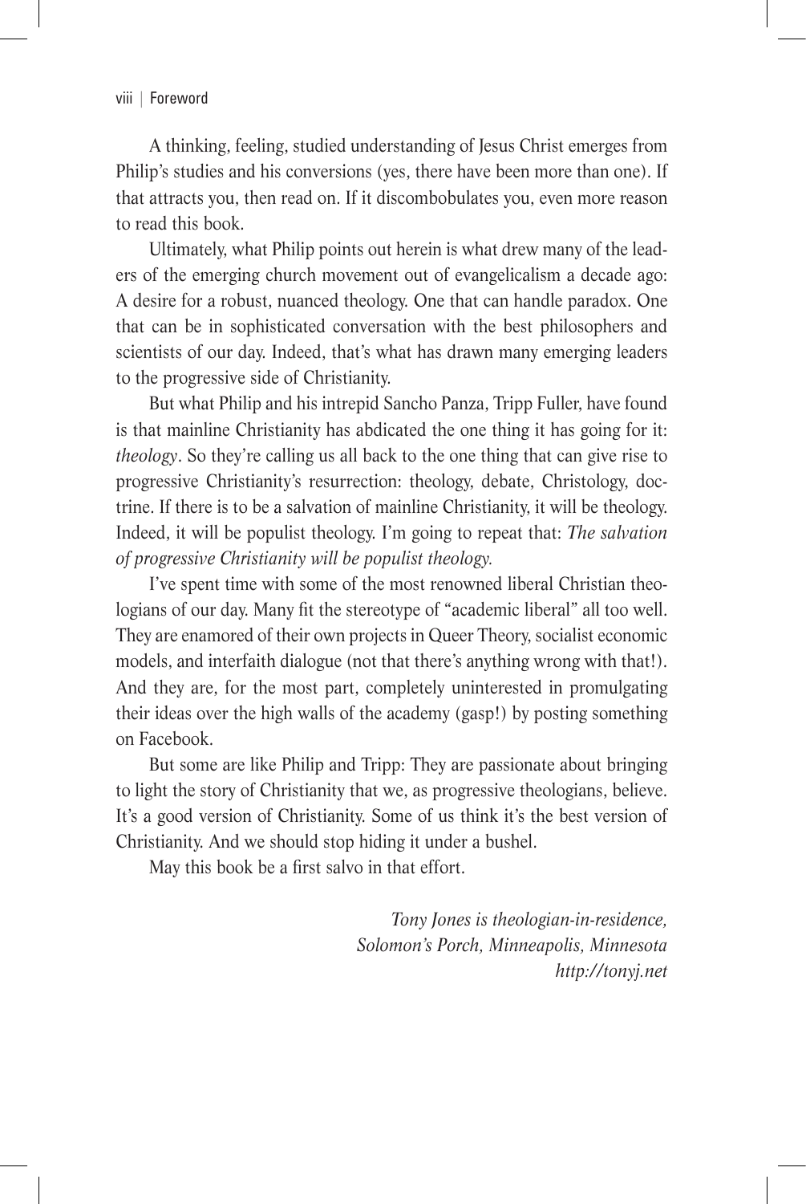A thinking, feeling, studied understanding of Jesus Christ emerges from Philip's studies and his conversions (yes, there have been more than one). If that attracts you, then read on. If it discombobulates you, even more reason to read this book.

Ultimately, what Philip points out herein is what drew many of the leaders of the emerging church movement out of evangelicalism a decade ago: A desire for a robust, nuanced theology. One that can handle paradox. One that can be in sophisticated conversation with the best philosophers and scientists of our day. Indeed, that's what has drawn many emerging leaders to the progressive side of Christianity.

But what Philip and his intrepid Sancho Panza, Tripp Fuller, have found is that mainline Christianity has abdicated the one thing it has going for it: *theology*. So they're calling us all back to the one thing that can give rise to progressive Christianity's resurrection: theology, debate, Christology, doctrine. If there is to be a salvation of mainline Christianity, it will be theology. Indeed, it will be populist theology. I'm going to repeat that: *The salvation of progressive Christianity will be populist theology.*

I've spent time with some of the most renowned liberal Christian theologians of our day. Many fit the stereotype of "academic liberal" all too well. They are enamored of their own projects in Queer Theory, socialist economic models, and interfaith dialogue (not that there's anything wrong with that!). And they are, for the most part, completely uninterested in promulgating their ideas over the high walls of the academy (gasp!) by posting something on Facebook.

But some are like Philip and Tripp: They are passionate about bringing to light the story of Christianity that we, as progressive theologians, believe. It's a good version of Christianity. Some of us think it's the best version of Christianity. And we should stop hiding it under a bushel.

May this book be a first salvo in that effort.

*Tony Jones is theologian-in-residence,*
*Solomon's Porch, Minneapolis, Minnesota*
*http://tonyj.net*